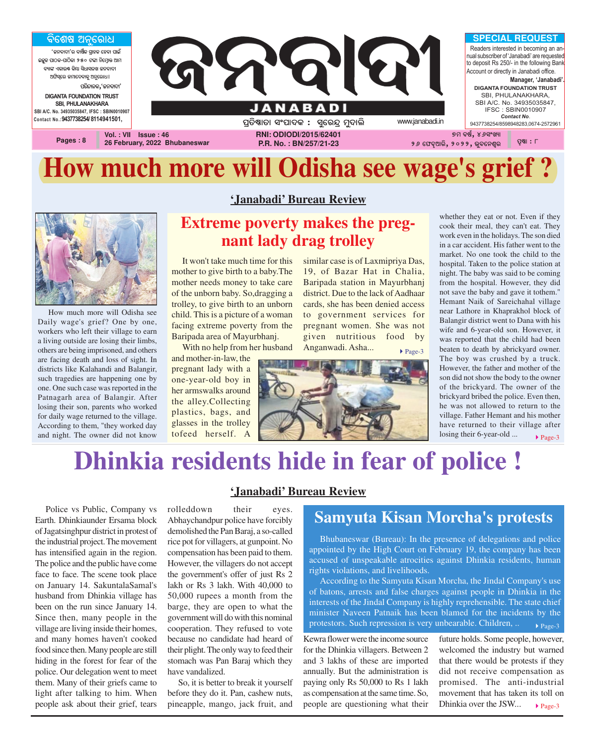ବିଶେଷ ଅନୁରୋଧ

'ଜନବାଦୀ'ର ବାର୍ଷିକ ଗ୍ରାହକ ହେବା ପାଇଁ ଇଚ୍ଛୁକ ପାଠକ-ପାଠିକା ୨୫୦ ଟଙ୍କା ନିମ୍ନୋକ୍ତ ଆମ ବ୍ୟାଙ୍କ ଏକାଉଣ୍ଟ କିମ୍ବା ସିଧାସଳଖ ଜନବାଦୀ ଅଫିସ୍‌ରେ ଜମାଦେବାକୁ ଅନୁରୋଧ ।

ପରିଚାଳକ,'ଜନବାଦୀ'

DIGANTA FOUNDATION TRUST
SBI, PHULANAKHARA
SBI A/C. No. 34935035847, IFSC : SBIN0010907
Contact No.:9437738254/ 8114941501,

# ଜନବାଦୀ
# JANABADI

ପ୍ରତିଷ୍ଠାତା ସଂପାଦକ : ସୁରେନ୍ଦ୍ର ମୁଦାଲି

www.janabadi.in

**SPECIAL REQUEST**

Readers interested in becoming an annual subscriber of 'Janabadi' are requested to deposit Rs 250/- in the following Bank Account or directly in Janabadi office.

**Manager, 'Janabadi'.**

DIGANTA FOUNDATION TRUST
SBI, PHULANAKHARA,
SBI A/C. No. 34935035847,
IFSC : SBIN0010907
*Contact No.*
9437738254/8598948283,0674-2572961

Pages : 8 | Vol. : VII Issue : 46 | 26 February, 2022 Bhubaneswar | RNI: ODIODI/2015/62401 | P.R. No. : BN/257/21-23 | ୭ମ ବର୍ଷ, ୪୬ସଂଖ୍ୟା | ୨୬ ଫେବୃଆରି, ୨୦୨୨, ଭୁବନେଶ୍ୱର | ପୃଷ୍ଠା : ୮

# How much more will Odisha see wage's grief ?

**'Janabadi' Bureau Review**

How much more will Odisha see Daily wage's grief? One by one, workers who left their village to earn a living outside are losing their limbs, others are being imprisoned, and others are facing death and loss of sight. In districts like Kalahandi and Balangir, such tragedies are happening one by one. One such case was reported in the Patnagarh area of Balangir. After losing their son, parents who worked for daily wage returned to the village. According to them, "they worked day and night. The owner did not know whether they eat or not. Even if they cook their meal, they can't eat. They work even in the holidays. The son died in a car accident. His father went to the market. No one took the child to the hospital. Taken to the police station at night. The baby was said to be coming from the hospital. However, they did not save the baby and gave it tothem." Hemant Naik of Sareichahal village near Lathore in Khaprakhol block of Balangir district went to Dana with his wife and 6-year-old son. However, it was reported that the child had been beaten to death by abrickyard owner. The boy was crushed by a truck. However, the father and mother of the son did not show the body to the owner of the brickyard. The owner of the brickyard bribed the police. Even then, he was not allowed to return to the village. Father Hemant and his mother have returned to their village after losing their 6-year-old ... ▸ Page-3

## Extreme poverty makes the pregnant lady drag trolley

It won't take much time for this mother to give birth to a baby.The mother needs money to take care of the unborn baby. So,dragging a trolley, to give birth to an unborn child. This is a picture of a woman facing extreme poverty from the Baripada area of Mayurbhanj.

With no help from her husband and mother-in-law, the pregnant lady with a one-year-old boy in her armswalks around the alley.Collecting plastics, bags, and glasses in the trolley tofeed herself. A similar case is of Laxmipriya Das, 19, of Bazar Hat in Chalia, Baripada station in Mayurbhanj district. Due to the lack of Aadhaar cards, she has been denied access to government services for pregnant women. She was not given nutritious food by Anganwadi. Asha... ▸ Page-3

# Dhinkia residents hide in fear of police !

**'Janabadi' Bureau Review**

Police vs Public, Company vs Earth. Dhinkiaunder Ersama block of Jagatsinghpur district in protest of the industrial project. The movement has intensified again in the region. The police and the public have come face to face. The scene took place on January 14. SakuntalaSamal's husband from Dhinkia village has been on the run since January 14. Since then, many people in the village are living inside their homes, and many homes haven't cooked food since then. Many people are still hiding in the forest for fear of the police. Our delegation went to meet them. Many of their griefs came to light after talking to him. When people ask about their grief, tears rolleddown their eyes. Abhaychandpur police have forcibly demolished the Pan Baraj, a so-called rice pot for villagers, at gunpoint. No compensation has been paid to them. However, the villagers do not accept the government's offer of just Rs 2 lakh or Rs 3 lakh. With 40,000 to 50,000 rupees a month from the barge, they are open to what the government will do with this nominal cooperation. They refused to vote because no candidate had heard of their plight. The only way to feed their stomach was Pan Baraj which they have vandalized.

So, it is better to break it yourself before they do it. Pan, cashew nuts, pineapple, mango, jack fruit, and Kewra flower were the income source for the Dhinkia villagers. Between 2 and 3 lakhs of these are imported annually. But the administration is paying only Rs 50,000 to Rs 1 lakh as compensation at the same time. So, people are questioning what their future holds. Some people, however, welcomed the industry but warned that there would be protests if they did not receive compensation as promised. The anti-industrial movement that has taken its toll on Dhinkia over the JSW... ▸ Page-3

## Samyuta Kisan Morcha's protests

Bhubaneswar (Bureau): In the presence of delegations and police appointed by the High Court on February 19, the company has been accused of unspeakable atrocities against Dhinkia residents, human rights violations, and livelihoods.

According to the Samyuta Kisan Morcha, the Jindal Company's use of batons, arrests and false charges against people in Dhinkia in the interests of the Jindal Company is highly reprehensible. The state chief minister Naveen Patnaik has been blamed for the incidents by the protestors. Such repression is very unbearable. Children, .. ▸ Page-3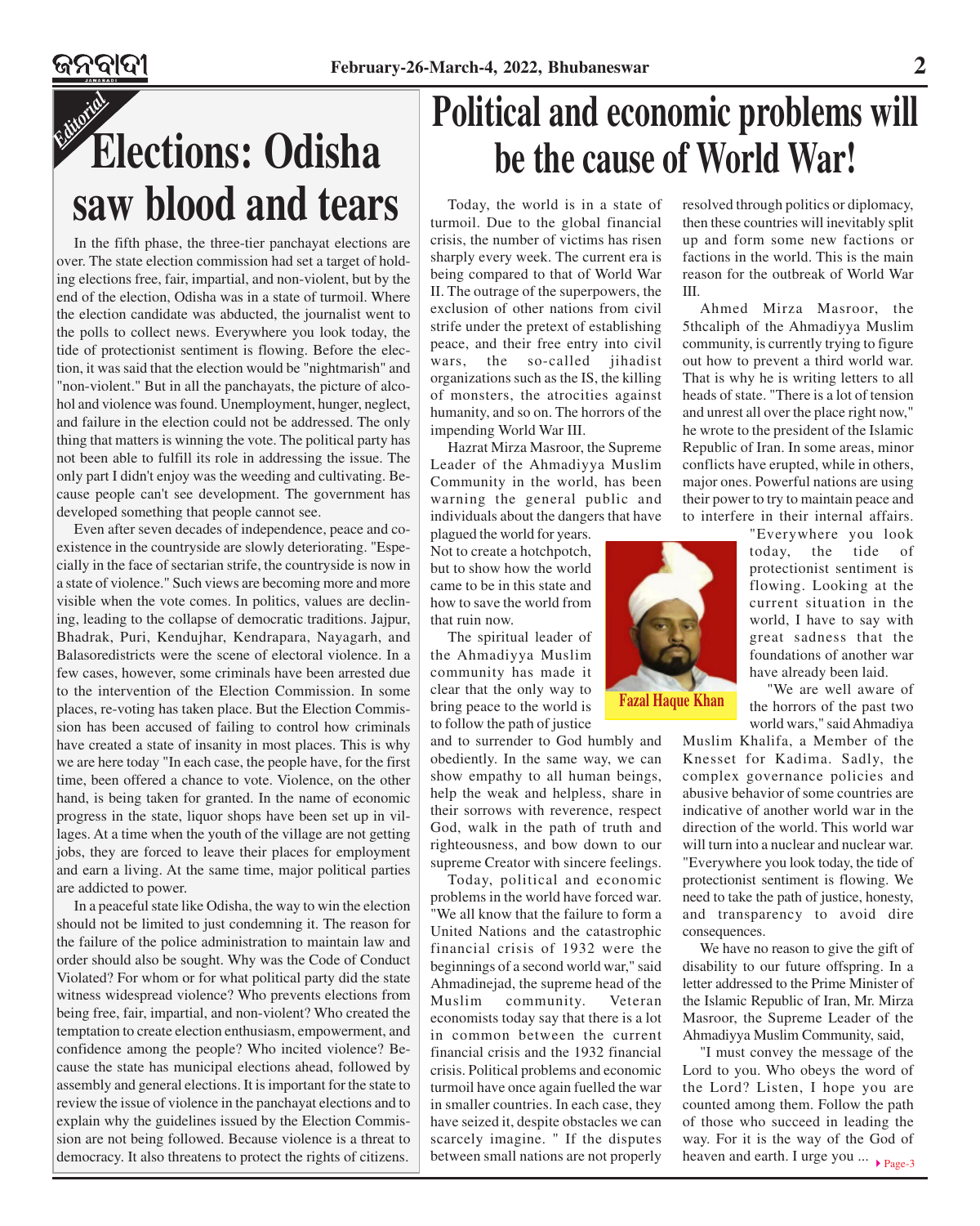*Editorial*

# Elections: Odisha saw blood and tears

In the fifth phase, the three-tier panchayat elections are over. The state election commission had set a target of holding elections free, fair, impartial, and non-violent, but by the end of the election, Odisha was in a state of turmoil. Where the election candidate was abducted, the journalist went to the polls to collect news. Everywhere you look today, the tide of protectionist sentiment is flowing. Before the election, it was said that the election would be "nightmarish" and "non-violent." But in all the panchayats, the picture of alcohol and violence was found. Unemployment, hunger, neglect, and failure in the election could not be addressed. The only thing that matters is winning the vote. The political party has not been able to fulfill its role in addressing the issue. The only part I didn't enjoy was the weeding and cultivating. Because people can't see development. The government has developed something that people cannot see.

Even after seven decades of independence, peace and coexistence in the countryside are slowly deteriorating. "Especially in the face of sectarian strife, the countryside is now in a state of violence." Such views are becoming more and more visible when the vote comes. In politics, values are declining, leading to the collapse of democratic traditions. Jajpur, Bhadrak, Puri, Kendujhar, Kendrapara, Nayagarh, and Balasoredistricts were the scene of electoral violence. In a few cases, however, some criminals have been arrested due to the intervention of the Election Commission. In some places, re-voting has taken place. But the Election Commission has been accused of failing to control how criminals have created a state of insanity in most places. This is why we are here today "In each case, the people have, for the first time, been offered a chance to vote. Violence, on the other hand, is being taken for granted. In the name of economic progress in the state, liquor shops have been set up in villages. At a time when the youth of the village are not getting jobs, they are forced to leave their places for employment and earn a living. At the same time, major political parties are addicted to power.

In a peaceful state like Odisha, the way to win the election should not be limited to just condemning it. The reason for the failure of the police administration to maintain law and order should also be sought. Why was the Code of Conduct Violated? For whom or for what political party did the state witness widespread violence? Who prevents elections from being free, fair, impartial, and non-violent? Who created the temptation to create election enthusiasm, empowerment, and confidence among the people? Who incited violence? Because the state has municipal elections ahead, followed by assembly and general elections. It is important for the state to review the issue of violence in the panchayat elections and to explain why the guidelines issued by the Election Commission are not being followed. Because violence is a threat to democracy. It also threatens to protect the rights of citizens.

# Political and economic problems will be the cause of World War!

Today, the world is in a state of turmoil. Due to the global financial crisis, the number of victims has risen sharply every week. The current era is being compared to that of World War II. The outrage of the superpowers, the exclusion of other nations from civil strife under the pretext of establishing peace, and their free entry into civil wars, the so-called jihadist organizations such as the IS, the killing of monsters, the atrocities against humanity, and so on. The horrors of the impending World War III.

Hazrat Mirza Masroor, the Supreme Leader of the Ahmadiyya Muslim Community in the world, has been warning the general public and individuals about the dangers that have plagued the world for years. Not to create a hotchpotch, but to show how the world came to be in this state and how to save the world from that ruin now.

The spiritual leader of the Ahmadiyya Muslim community has made it clear that the only way to bring peace to the world is to follow the path of justice and to surrender to God humbly and obediently. In the same way, we can show empathy to all human beings, help the weak and helpless, share in their sorrows with reverence, respect God, walk in the path of truth and righteousness, and bow down to our supreme Creator with sincere feelings.

Today, political and economic problems in the world have forced war. "We all know that the failure to form a United Nations and the catastrophic financial crisis of 1932 were the beginnings of a second world war," said Ahmadinejad, the supreme head of the Muslim community. Veteran economists today say that there is a lot in common between the current financial crisis and the 1932 financial crisis. Political problems and economic turmoil have once again fuelled the war in smaller countries. In each case, they have seized it, despite obstacles we can scarcely imagine. " If the disputes between small nations are not properly resolved through politics or diplomacy, then these countries will inevitably split up and form some new factions or factions in the world. This is the main reason for the outbreak of World War III.

Ahmed Mirza Masroor, the 5thcaliph of the Ahmadiyya Muslim community, is currently trying to figure out how to prevent a third world war. That is why he is writing letters to all heads of state. "There is a lot of tension and unrest all over the place right now," he wrote to the president of the Islamic Republic of Iran. In some areas, minor conflicts have erupted, while in others, major ones. Powerful nations are using their power to try to maintain peace and to interfere in their internal affairs. "Everywhere you look today, the tide of protectionist sentiment is flowing. Looking at the current situation in the world, I have to say with great sadness that the foundations of another war have already been laid.

Fazal Haque Khan

"We are well aware of the horrors of the past two world wars," said Ahmadiya Muslim Khalifa, a Member of the Knesset for Kadima. Sadly, the complex governance policies and abusive behavior of some countries are indicative of another world war in the direction of the world. This world war will turn into a nuclear and nuclear war. "Everywhere you look today, the tide of protectionist sentiment is flowing. We need to take the path of justice, honesty, and transparency to avoid dire consequences.

We have no reason to give the gift of disability to our future offspring. In a letter addressed to the Prime Minister of the Islamic Republic of Iran, Mr. Mirza Masroor, the Supreme Leader of the Ahmadiyya Muslim Community, said,

"I must convey the message of the Lord to you. Who obeys the word of the Lord? Listen, I hope you are counted among them. Follow the path of those who succeed in leading the way. For it is the way of the God of heaven and earth. I urge you ... ▸ Page-3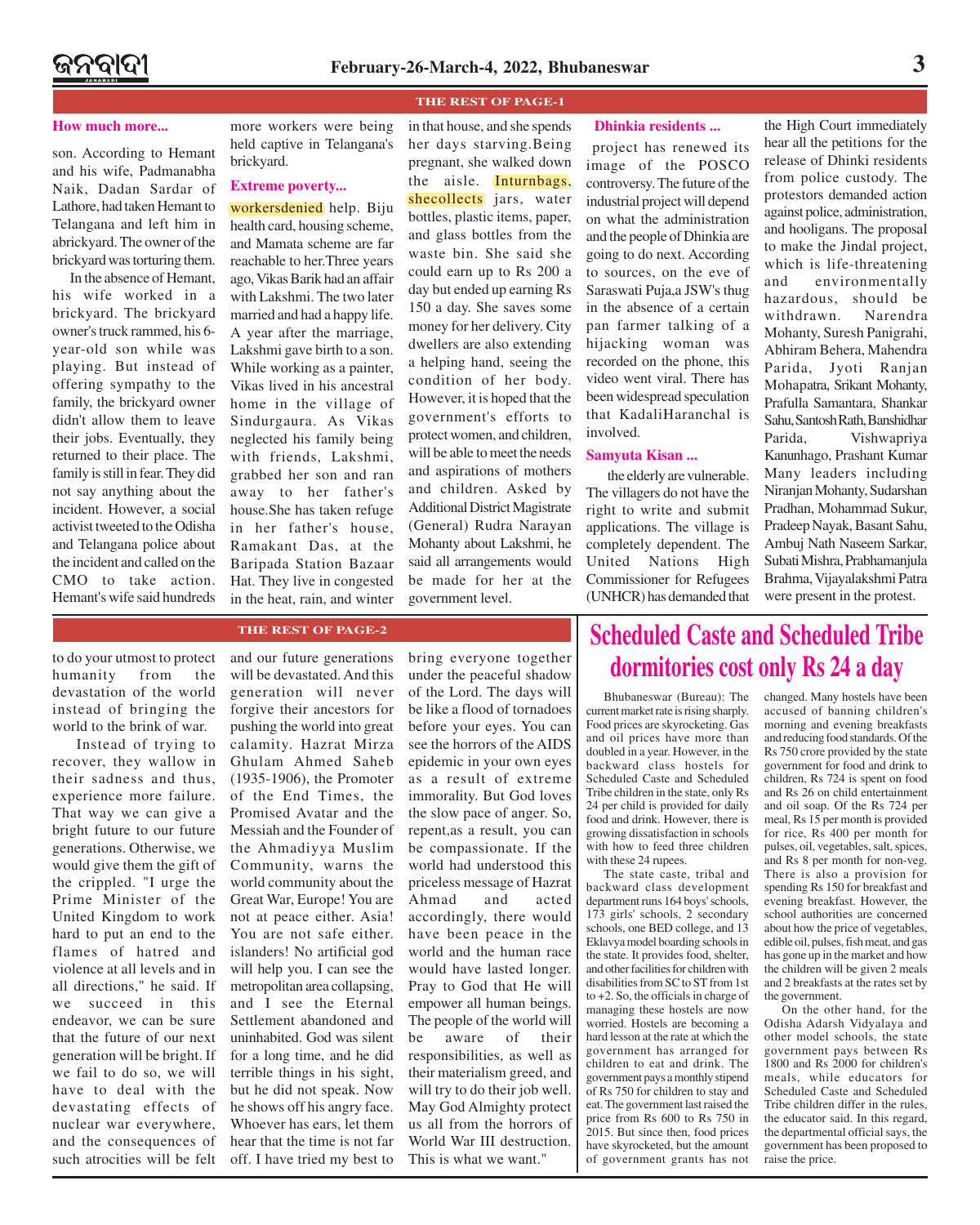## THE REST OF PAGE-1

### How much more...

son. According to Hemant and his wife, Padmanabha Naik, Dadan Sardar of Lathore, had taken Hemant to Telangana and left him in abrickyard. The owner of the brickyard was torturing them.

In the absence of Hemant, his wife worked in a brickyard. The brickyard owner's truck rammed, his 6-year-old son while was playing. But instead of offering sympathy to the family, the brickyard owner didn't allow them to leave their jobs. Eventually, they returned to their place. The family is still in fear. They did not say anything about the incident. However, a social activist tweeted to the Odisha and Telangana police about the incident and called on the CMO to take action. Hemant's wife said hundreds more workers were being held captive in Telangana's brickyard.

### Extreme poverty...

workersdenied help. Biju health card, housing scheme, and Mamata scheme are far reachable to her.Three years ago, Vikas Barik had an affair with Lakshmi. The two later married and had a happy life. A year after the marriage, Lakshmi gave birth to a son. While working as a painter, Vikas lived in his ancestral home in the village of Sindurgaura. As Vikas neglected his family being with friends, Lakshmi, grabbed her son and ran away to her father's house.She has taken refuge in her father's house, Ramakant Das, at the Baripada Station Bazaar Hat. They live in congested in the heat, rain, and winter in that house, and she spends her days starving.Being pregnant, she walked down the aisle. Inturnbags, shecollects jars, water bottles, plastic items, paper, and glass bottles from the waste bin. She said she could earn up to Rs 200 a day but ended up earning Rs 150 a day. She saves some money for her delivery. City dwellers are also extending a helping hand, seeing the condition of her body. However, it is hoped that the government's efforts to protect women, and children, will be able to meet the needs and aspirations of mothers and children. Asked by Additional District Magistrate (General) Rudra Narayan Mohanty about Lakshmi, he said all arrangements would be made for her at the government level.

### Dhinkia residents ...

project has renewed its image of the POSCO controversy. The future of the industrial project will depend on what the administration and the people of Dhinkia are going to do next. According to sources, on the eve of Saraswati Puja,a JSW's thug in the absence of a certain pan farmer talking of a hijacking woman was recorded on the phone, this video went viral. There has been widespread speculation that KadaliHaranchal is involved.

### Samyuta Kisan ...

the elderly are vulnerable. The villagers do not have the right to write and submit applications. The village is completely dependent. The United Nations High Commissioner for Refugees (UNHCR) has demanded that the High Court immediately hear all the petitions for the release of Dhinki residents from police custody. The protestors demanded action against police, administration, and hooligans. The proposal to make the Jindal project, which is life-threatening and environmentally hazardous, should be withdrawn. Narendra Mohanty, Suresh Panigrahi, Abhiram Behera, Mahendra Parida, Jyoti Ranjan Mohapatra, Srikant Mohanty, Prafulla Samantara, Shankar Sahu, Santosh Rath, Banshidhar Parida, Vishwapriya Kanunhago, Prashant Kumar Many leaders including Niranjan Mohanty, Sudarshan Pradhan, Mohammad Sukur, Pradeep Nayak, Basant Sahu, Ambuj Nath Naseem Sarkar, Subati Mishra, Prabhamanjula Brahma, Vijayalakshmi Patra were present in the protest.

## THE REST OF PAGE-2

to do your utmost to protect humanity from the devastation of the world instead of bringing the world to the brink of war.

Instead of trying to recover, they wallow in their sadness and thus, experience more failure. That way we can give a bright future to our future generations. Otherwise, we would give them the gift of the crippled. "I urge the Prime Minister of the United Kingdom to work hard to put an end to the flames of hatred and violence at all levels and in all directions," he said. If we succeed in this endeavor, we can be sure that the future of our next generation will be bright. If we fail to do so, we will have to deal with the devastating effects of nuclear war everywhere, and the consequences of such atrocities will be felt and our future generations will be devastated. And this generation will never forgive their ancestors for pushing the world into great calamity. Hazrat Mirza Ghulam Ahmed Saheb (1935-1906), the Promoter of the End Times, the Promised Avatar and the Messiah and the Founder of the Ahmadiyya Muslim Community, warns the world community about the Great War, Europe! You are not at peace either. Asia! You are not safe either. islanders! No artificial god will help you. I can see the metropolitan area collapsing, and I see the Eternal Settlement abandoned and uninhabited. God was silent for a long time, and he did terrible things in his sight, but he did not speak. Now he shows off his angry face. Whoever has ears, let them hear that the time is not far off. I have tried my best to bring everyone together under the peaceful shadow of the Lord. The days will be like a flood of tornadoes before your eyes. You can see the horrors of the AIDS epidemic in your own eyes as a result of extreme immorality. But God loves the slow pace of anger. So, repent,as a result, you can be compassionate. If the world had understood this priceless message of Hazrat Ahmad and acted accordingly, there would have been peace in the world and the human race would have lasted longer. Pray to God that He will empower all human beings. The people of the world will be aware of their responsibilities, as well as their materialism greed, and will try to do their job well. May God Almighty protect us all from the horrors of World War III destruction. This is what we want."

# Scheduled Caste and Scheduled Tribe dormitories cost only Rs 24 a day

Bhubaneswar (Bureau): The current market rate is rising sharply. Food prices are skyrocketing. Gas and oil prices have more than doubled in a year. However, in the backward class hostels for Scheduled Caste and Scheduled Tribe children in the state, only Rs 24 per child is provided for daily food and drink. However, there is growing dissatisfaction in schools with how to feed three children with these 24 rupees.

The state caste, tribal and backward class development department runs 164 boys' schools, 173 girls' schools, 2 secondary schools, one BED college, and 13 Eklavya model boarding schools in the state. It provides food, shelter, and other facilities for children with disabilities from SC to ST from 1st to +2. So, the officials in charge of managing these hostels are now worried. Hostels are becoming a hard lesson at the rate at which the government has arranged for children to eat and drink. The government pays a monthly stipend of Rs 750 for children to stay and eat. The government last raised the price from Rs 600 to Rs 750 in 2015. But since then, food prices have skyrocketed, but the amount of government grants has not changed. Many hostels have been accused of banning children's morning and evening breakfasts and reducing food standards. Of the Rs 750 crore provided by the state government for food and drink to children, Rs 724 is spent on food and Rs 26 on child entertainment and oil soap. Of the Rs 724 per meal, Rs 15 per month is provided for rice, Rs 400 per month for pulses, oil, vegetables, salt, spices, and Rs 8 per month for non-veg. There is also a provision for spending Rs 150 for breakfast and evening breakfast. However, the school authorities are concerned about how the price of vegetables, edible oil, pulses, fish meat, and gas has gone up in the market and how the children will be given 2 meals and 2 breakfasts at the rates set by the government.

On the other hand, for the Odisha Adarsh Vidyalaya and other model schools, the state government pays between Rs 1800 and Rs 2000 for children's meals, while educators for Scheduled Caste and Scheduled Tribe children differ in the rules, the educator said. In this regard, the departmental official says, the government has been proposed to raise the price.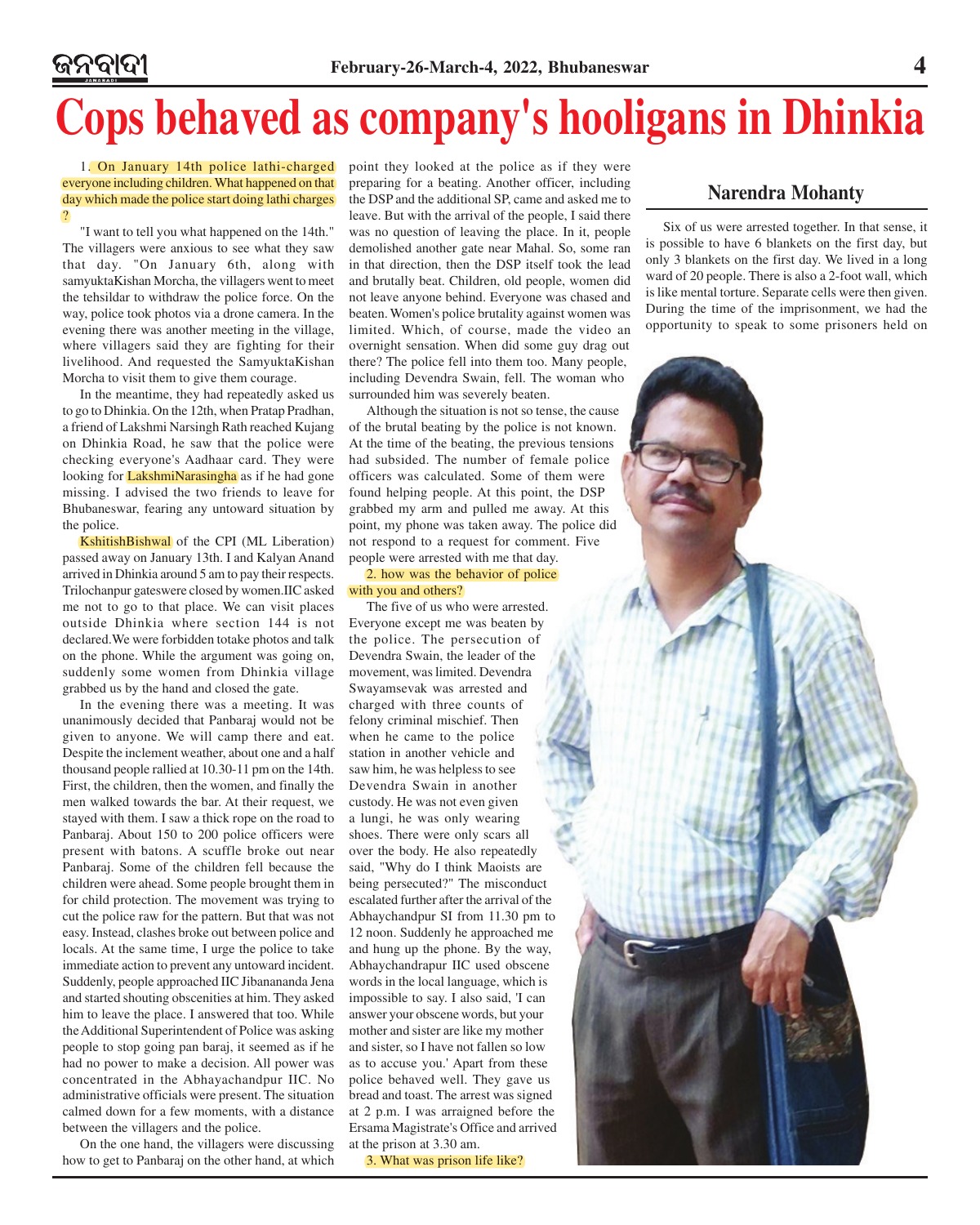# Cops behaved as company's hooligans in Dhinkia

1. On January 14th police lathi-charged everyone including children. What happened on that day which made the police start doing lathi charges ?

"I want to tell you what happened on the 14th." The villagers were anxious to see what they saw that day. "On January 6th, along with samyuktaKishan Morcha, the villagers went to meet the tehsildar to withdraw the police force. On the way, police took photos via a drone camera. In the evening there was another meeting in the village, where villagers said they are fighting for their livelihood. And requested the SamyuktaKishan Morcha to visit them to give them courage.

In the meantime, they had repeatedly asked us to go to Dhinkia. On the 12th, when Pratap Pradhan, a friend of Lakshmi Narsingh Rath reached Kujang on Dhinkia Road, he saw that the police were checking everyone's Aadhaar card. They were looking for LakshmiNarasingha as if he had gone missing. I advised the two friends to leave for Bhubaneswar, fearing any untoward situation by the police.

KshitishBishwal of the CPI (ML Liberation) passed away on January 13th. I and Kalyan Anand arrived in Dhinkia around 5 am to pay their respects. Trilochanpur gateswere closed by women.IIC asked me not to go to that place. We can visit places outside Dhinkia where section 144 is not declared.We were forbidden totake photos and talk on the phone. While the argument was going on, suddenly some women from Dhinkia village grabbed us by the hand and closed the gate.

In the evening there was a meeting. It was unanimously decided that Panbaraj would not be given to anyone. We will camp there and eat. Despite the inclement weather, about one and a half thousand people rallied at 10.30-11 pm on the 14th. First, the children, then the women, and finally the men walked towards the bar. At their request, we stayed with them. I saw a thick rope on the road to Panbaraj. About 150 to 200 police officers were present with batons. A scuffle broke out near Panbaraj. Some of the children fell because the children were ahead. Some people brought them in for child protection. The movement was trying to cut the police raw for the pattern. But that was not easy. Instead, clashes broke out between police and locals. At the same time, I urge the police to take immediate action to prevent any untoward incident. Suddenly, people approached IIC Jibanananda Jena and started shouting obscenities at him. They asked him to leave the place. I answered that too. While the Additional Superintendent of Police was asking people to stop going pan baraj, it seemed as if he had no power to make a decision. All power was concentrated in the Abhayachandpur IIC. No administrative officials were present. The situation calmed down for a few moments, with a distance between the villagers and the police.

On the one hand, the villagers were discussing how to get to Panbaraj on the other hand, at which point they looked at the police as if they were preparing for a beating. Another officer, including the DSP and the additional SP, came and asked me to leave. But with the arrival of the people, I said there was no question of leaving the place. In it, people demolished another gate near Mahal. So, some ran in that direction, then the DSP itself took the lead and brutally beat. Children, old people, women did not leave anyone behind. Everyone was chased and beaten. Women's police brutality against women was limited. Which, of course, made the video an overnight sensation. When did some guy drag out there? The police fell into them too. Many people, including Devendra Swain, fell. The woman who surrounded him was severely beaten.

Although the situation is not so tense, the cause of the brutal beating by the police is not known. At the time of the beating, the previous tensions had subsided. The number of female police officers was calculated. Some of them were found helping people. At this point, the DSP grabbed my arm and pulled me away. At this point, my phone was taken away. The police did not respond to a request for comment. Five people were arrested with me that day.

2. how was the behavior of police with you and others?

The five of us who were arrested. Everyone except me was beaten by the police. The persecution of Devendra Swain, the leader of the movement, was limited. Devendra Swayamsevak was arrested and charged with three counts of felony criminal mischief. Then when he came to the police station in another vehicle and saw him, he was helpless to see Devendra Swain in another custody. He was not even given a lungi, he was only wearing shoes. There were only scars all over the body. He also repeatedly said, "Why do I think Maoists are being persecuted?" The misconduct escalated further after the arrival of the Abhaychandpur SI from 11.30 pm to 12 noon. Suddenly he approached me and hung up the phone. By the way, Abhaychandrapur IIC used obscene words in the local language, which is impossible to say. I also said, 'I can answer your obscene words, but your mother and sister are like my mother and sister, so I have not fallen so low as to accuse you.' Apart from these police behaved well. They gave us bread and toast. The arrest was signed at 2 p.m. I was arraigned before the Ersama Magistrate's Office and arrived at the prison at 3.30 am.

3. What was prison life like?

## Narendra Mohanty

Six of us were arrested together. In that sense, it is possible to have 6 blankets on the first day, but only 3 blankets on the first day. We lived in a long ward of 20 people. There is also a 2-foot wall, which is like mental torture. Separate cells were then given. During the time of the imprisonment, we had the opportunity to speak to some prisoners held on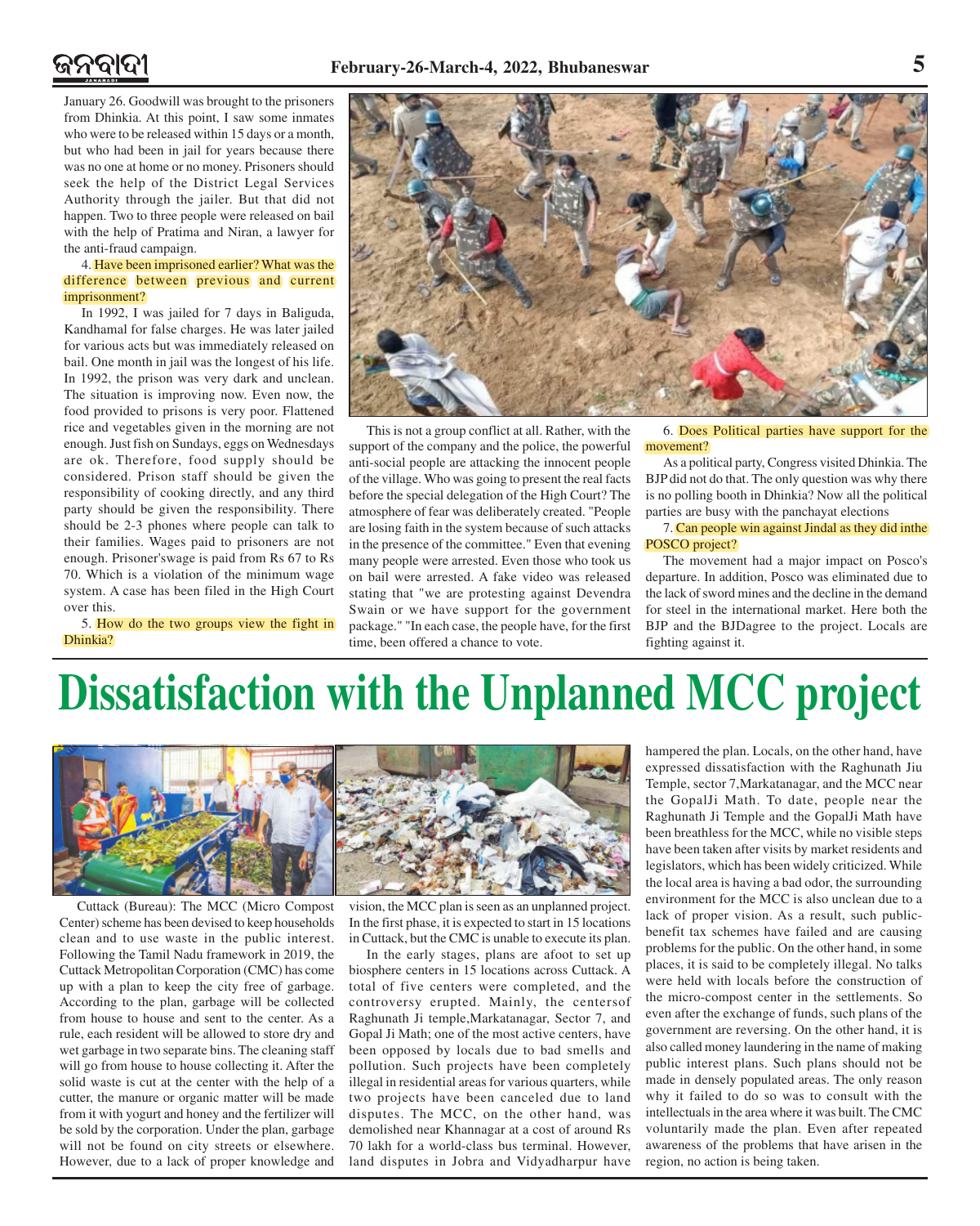January 26. Goodwill was brought to the prisoners from Dhinkia. At this point, I saw some inmates who were to be released within 15 days or a month, but who had been in jail for years because there was no one at home or no money. Prisoners should seek the help of the District Legal Services Authority through the jailer. But that did not happen. Two to three people were released on bail with the help of Pratima and Niran, a lawyer for the anti-fraud campaign.

4. Have been imprisoned earlier? What was the difference between previous and current imprisonment?

In 1992, I was jailed for 7 days in Baliguda, Kandhamal for false charges. He was later jailed for various acts but was immediately released on bail. One month in jail was the longest of his life. In 1992, the prison was very dark and unclean. The situation is improving now. Even now, the food provided to prisons is very poor. Flattened rice and vegetables given in the morning are not enough. Just fish on Sundays, eggs on Wednesdays are ok. Therefore, food supply should be considered. Prison staff should be given the responsibility of cooking directly, and any third party should be given the responsibility. There should be 2-3 phones where people can talk to their families. Wages paid to prisoners are not enough. Prisoner'swage is paid from Rs 67 to Rs 70. Which is a violation of the minimum wage system. A case has been filed in the High Court over this.

5. How do the two groups view the fight in Dhinkia?

This is not a group conflict at all. Rather, with the support of the company and the police, the powerful anti-social people are attacking the innocent people of the village. Who was going to present the real facts before the special delegation of the High Court? The atmosphere of fear was deliberately created. "People are losing faith in the system because of such attacks in the presence of the committee." Even that evening many people were arrested. Even those who took us on bail were arrested. A fake video was released stating that "we are protesting against Devendra Swain or we have support for the government package." "In each case, the people have, for the first time, been offered a chance to vote.

6. Does Political parties have support for the movement?

As a political party, Congress visited Dhinkia. The BJP did not do that. The only question was why there is no polling booth in Dhinkia? Now all the political parties are busy with the panchayat elections

7. Can people win against Jindal as they did inthe POSCO project?

The movement had a major impact on Posco's departure. In addition, Posco was eliminated due to the lack of sword mines and the decline in the demand for steel in the international market. Here both the BJP and the BJDagree to the project. Locals are fighting against it.

# Dissatisfaction with the Unplanned MCC project

Cuttack (Bureau): The MCC (Micro Compost Center) scheme has been devised to keep households clean and to use waste in the public interest. Following the Tamil Nadu framework in 2019, the Cuttack Metropolitan Corporation (CMC) has come up with a plan to keep the city free of garbage. According to the plan, garbage will be collected from house to house and sent to the center. As a rule, each resident will be allowed to store dry and wet garbage in two separate bins. The cleaning staff will go from house to house collecting it. After the solid waste is cut at the center with the help of a cutter, the manure or organic matter will be made from it with yogurt and honey and the fertilizer will be sold by the corporation. Under the plan, garbage will not be found on city streets or elsewhere. However, due to a lack of proper knowledge and vision, the MCC plan is seen as an unplanned project. In the first phase, it is expected to start in 15 locations in Cuttack, but the CMC is unable to execute its plan.

In the early stages, plans are afoot to set up biosphere centers in 15 locations across Cuttack. A total of five centers were completed, and the controversy erupted. Mainly, the centersof Raghunath Ji temple,Markatanagar, Sector 7, and Gopal Ji Math; one of the most active centers, have been opposed by locals due to bad smells and pollution. Such projects have been completely illegal in residential areas for various quarters, while two projects have been canceled due to land disputes. The MCC, on the other hand, was demolished near Khannagar at a cost of around Rs 70 lakh for a world-class bus terminal. However, land disputes in Jobra and Vidyadharpur have hampered the plan. Locals, on the other hand, have expressed dissatisfaction with the Raghunath Jiu Temple, sector 7,Markatanagar, and the MCC near the GopalJi Math. To date, people near the Raghunath Ji Temple and the GopalJi Math have been breathless for the MCC, while no visible steps have been taken after visits by market residents and legislators, which has been widely criticized. While the local area is having a bad odor, the surrounding environment for the MCC is also unclean due to a lack of proper vision. As a result, such public-benefit tax schemes have failed and are causing problems for the public. On the other hand, in some places, it is said to be completely illegal. No talks were held with locals before the construction of the micro-compost center in the settlements. So even after the exchange of funds, such plans of the government are reversing. On the other hand, it is also called money laundering in the name of making public interest plans. Such plans should not be made in densely populated areas. The only reason why it failed to do so was to consult with the intellectuals in the area where it was built. The CMC voluntarily made the plan. Even after repeated awareness of the problems that have arisen in the region, no action is being taken.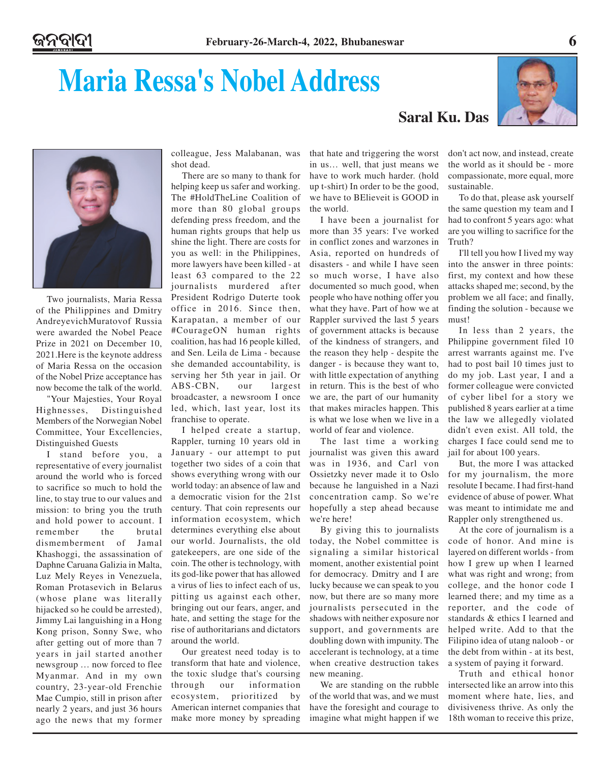# Maria Ressa's Nobel Address

**Saral Ku. Das**

Two journalists, Maria Ressa of the Philippines and Dmitry AndreyevichMuratovof Russia were awarded the Nobel Peace Prize in 2021 on December 10, 2021.Here is the keynote address of Maria Ressa on the occasion of the Nobel Prize acceptance has now become the talk of the world.

"Your Majesties, Your Royal Highnesses, Distinguished Members of the Norwegian Nobel Committee, Your Excellencies, Distinguished Guests

I stand before you, a representative of every journalist around the world who is forced to sacrifice so much to hold the line, to stay true to our values and mission: to bring you the truth and hold power to account. I remember the brutal dismemberment of Jamal Khashoggi, the assassination of Daphne Caruana Galizia in Malta, Luz Mely Reyes in Venezuela, Roman Protasevich in Belarus (whose plane was literally hijacked so he could be arrested), Jimmy Lai languishing in a Hong Kong prison, Sonny Swe, who after getting out of more than 7 years in jail started another newsgroup … now forced to flee Myanmar. And in my own country, 23-year-old Frenchie Mae Cumpio, still in prison after nearly 2 years, and just 36 hours ago the news that my former colleague, Jess Malabanan, was shot dead.

There are so many to thank for helping keep us safer and working. The #HoldTheLine Coalition of more than 80 global groups defending press freedom, and the human rights groups that help us shine the light. There are costs for you as well: in the Philippines, more lawyers have been killed - at least 63 compared to the 22 journalists murdered after President Rodrigo Duterte took office in 2016. Since then, Karapatan, a member of our #CourageON human rights coalition, has had 16 people killed, and Sen. Leila de Lima - because she demanded accountability, is serving her 5th year in jail. Or ABS-CBN, our largest broadcaster, a newsroom I once led, which, last year, lost its franchise to operate.

I helped create a startup, Rappler, turning 10 years old in January - our attempt to put together two sides of a coin that shows everything wrong with our world today: an absence of law and a democratic vision for the 21st century. That coin represents our information ecosystem, which determines everything else about our world. Journalists, the old gatekeepers, are one side of the coin. The other is technology, with its god-like power that has allowed a virus of lies to infect each of us, pitting us against each other, bringing out our fears, anger, and hate, and setting the stage for the rise of authoritarians and dictators around the world.

Our greatest need today is to transform that hate and violence, the toxic sludge that's coursing through our information ecosystem, prioritized by American internet companies that make more money by spreading that hate and triggering the worst in us… well, that just means we have to work much harder. (hold up t-shirt) In order to be the good, we have to BElieveit is GOOD in the world.

I have been a journalist for more than 35 years: I've worked in conflict zones and warzones in Asia, reported on hundreds of disasters - and while I have seen so much worse, I have also documented so much good, when people who have nothing offer you what they have. Part of how we at Rappler survived the last 5 years of government attacks is because of the kindness of strangers, and the reason they help - despite the danger - is because they want to, with little expectation of anything in return. This is the best of who we are, the part of our humanity that makes miracles happen. This is what we lose when we live in a world of fear and violence.

The last time a working journalist was given this award was in 1936, and Carl von Ossietzky never made it to Oslo because he languished in a Nazi concentration camp. So we're hopefully a step ahead because we're here!

By giving this to journalists today, the Nobel committee is signaling a similar historical moment, another existential point for democracy. Dmitry and I are lucky because we can speak to you now, but there are so many more journalists persecuted in the shadows with neither exposure nor support, and governments are doubling down with impunity. The accelerant is technology, at a time when creative destruction takes new meaning.

We are standing on the rubble of the world that was, and we must have the foresight and courage to imagine what might happen if we don't act now, and instead, create the world as it should be - more compassionate, more equal, more sustainable.

To do that, please ask yourself the same question my team and I had to confront 5 years ago: what are you willing to sacrifice for the Truth?

I'll tell you how I lived my way into the answer in three points: first, my context and how these attacks shaped me; second, by the problem we all face; and finally, finding the solution - because we must!

In less than 2 years, the Philippine government filed 10 arrest warrants against me. I've had to post bail 10 times just to do my job. Last year, I and a former colleague were convicted of cyber libel for a story we published 8 years earlier at a time the law we allegedly violated didn't even exist. All told, the charges I face could send me to jail for about 100 years.

But, the more I was attacked for my journalism, the more resolute I became. I had first-hand evidence of abuse of power. What was meant to intimidate me and Rappler only strengthened us.

At the core of journalism is a code of honor. And mine is layered on different worlds - from how I grew up when I learned what was right and wrong; from college, and the honor code I learned there; and my time as a reporter, and the code of standards & ethics I learned and helped write. Add to that the Filipino idea of utang naloob - or the debt from within - at its best, a system of paying it forward.

Truth and ethical honor intersected like an arrow into this moment where hate, lies, and divisiveness thrive. As only the 18th woman to receive this prize,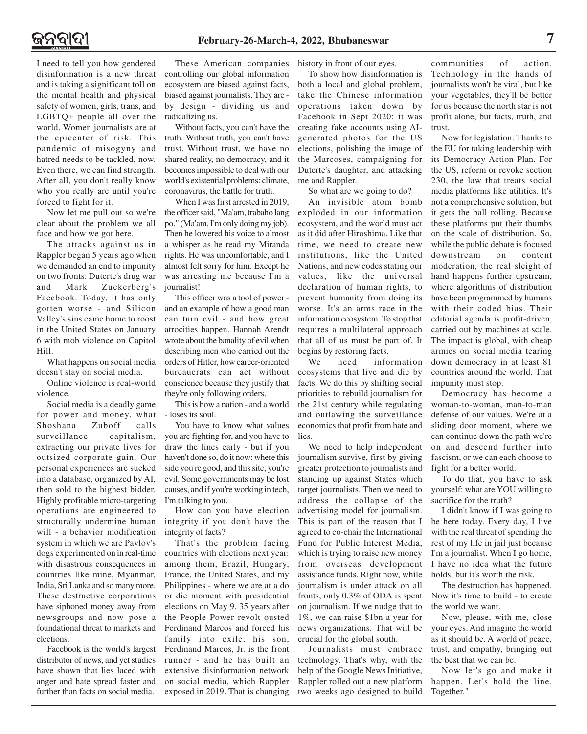I need to tell you how gendered disinformation is a new threat and is taking a significant toll on the mental health and physical safety of women, girls, trans, and LGBTQ+ people all over the world. Women journalists are at the epicenter of risk. This pandemic of misogyny and hatred needs to be tackled, now. Even there, we can find strength. After all, you don't really know who you really are until you're forced to fight for it.

Now let me pull out so we're clear about the problem we all face and how we got here.

The attacks against us in Rappler began 5 years ago when we demanded an end to impunity on two fronts: Duterte's drug war and Mark Zuckerberg's Facebook. Today, it has only gotten worse - and Silicon Valley's sins came home to roost in the United States on January 6 with mob violence on Capitol Hill.

What happens on social media doesn't stay on social media.

Online violence is real-world violence.

Social media is a deadly game for power and money, what Shoshana Zuboff calls surveillance capitalism, extracting our private lives for outsized corporate gain. Our personal experiences are sucked into a database, organized by AI, then sold to the highest bidder. Highly profitable micro-targeting operations are engineered to structurally undermine human will - a behavior modification system in which we are Pavlov's dogs experimented on in real-time with disastrous consequences in countries like mine, Myanmar, India, Sri Lanka and so many more. These destructive corporations have siphoned money away from newsgroups and now pose a foundational threat to markets and elections.

Facebook is the world's largest distributor of news, and yet studies have shown that lies laced with anger and hate spread faster and further than facts on social media.

These American companies controlling our global information ecosystem are biased against facts, biased against journalists. They are - by design - dividing us and radicalizing us.

Without facts, you can't have the truth. Without truth, you can't have trust. Without trust, we have no shared reality, no democracy, and it becomes impossible to deal with our world's existential problems: climate, coronavirus, the battle for truth.

When I was first arrested in 2019, the officer said, "Ma'am, trabaho lang po," (Ma'am, I'm only doing my job). Then he lowered his voice to almost a whisper as he read my Miranda rights. He was uncomfortable, and I almost felt sorry for him. Except he was arresting me because I'm a journalist!

This officer was a tool of power - and an example of how a good man can turn evil - and how great atrocities happen. Hannah Arendt wrote about the banality of evil when describing men who carried out the orders of Hitler, how career-oriented bureaucrats can act without conscience because they justify that they're only following orders.

This is how a nation - and a world - loses its soul.

You have to know what values you are fighting for, and you have to draw the lines early - but if you haven't done so, do it now: where this side you're good, and this site, you're evil. Some governments may be lost causes, and if you're working in tech, I'm talking to you.

How can you have election integrity if you don't have the integrity of facts?

That's the problem facing countries with elections next year: among them, Brazil, Hungary, France, the United States, and my Philippines - where we are at a do or die moment with presidential elections on May 9. 35 years after the People Power revolt ousted Ferdinand Marcos and forced his family into exile, his son, Ferdinand Marcos, Jr. is the front runner - and he has built an extensive disinformation network on social media, which Rappler exposed in 2019. That is changing history in front of our eyes.

To show how disinformation is both a local and global problem, take the Chinese information operations taken down by Facebook in Sept 2020: it was creating fake accounts using AI-generated photos for the US elections, polishing the image of the Marcoses, campaigning for Duterte's daughter, and attacking me and Rappler.

So what are we going to do?

An invisible atom bomb exploded in our information ecosystem, and the world must act as it did after Hiroshima. Like that time, we need to create new institutions, like the United Nations, and new codes stating our values, like the universal declaration of human rights, to prevent humanity from doing its worse. It's an arms race in the information ecosystem. To stop that requires a multilateral approach that all of us must be part of. It begins by restoring facts.

We need information ecosystems that live and die by facts. We do this by shifting social priorities to rebuild journalism for the 21st century while regulating and outlawing the surveillance economics that profit from hate and lies.

We need to help independent journalism survive, first by giving greater protection to journalists and standing up against States which target journalists. Then we need to address the collapse of the advertising model for journalism. This is part of the reason that I agreed to co-chair the International Fund for Public Interest Media, which is trying to raise new money from overseas development assistance funds. Right now, while journalism is under attack on all fronts, only 0.3% of ODA is spent on journalism. If we nudge that to 1%, we can raise $1bn a year for news organizations. That will be crucial for the global south.

Journalists must embrace technology. That's why, with the help of the Google News Initiative, Rappler rolled out a new platform two weeks ago designed to build communities of action. Technology in the hands of journalists won't be viral, but like your vegetables, they'll be better for us because the north star is not profit alone, but facts, truth, and trust.

Now for legislation. Thanks to the EU for taking leadership with its Democracy Action Plan. For the US, reform or revoke section 230, the law that treats social media platforms like utilities. It's not a comprehensive solution, but it gets the ball rolling. Because these platforms put their thumbs on the scale of distribution. So, while the public debate is focused downstream on content moderation, the real sleight of hand happens further upstream, where algorithms of distribution have been programmed by humans with their coded bias. Their editorial agenda is profit-driven, carried out by machines at scale. The impact is global, with cheap armies on social media tearing down democracy in at least 81 countries around the world. That impunity must stop.

Democracy has become a woman-to-woman, man-to-man defense of our values. We're at a sliding door moment, where we can continue down the path we're on and descend further into fascism, or we can each choose to fight for a better world.

To do that, you have to ask yourself: what are YOU willing to sacrifice for the truth?

I didn't know if I was going to be here today. Every day, I live with the real threat of spending the rest of my life in jail just because I'm a journalist. When I go home, I have no idea what the future holds, but it's worth the risk.

The destruction has happened. Now it's time to build - to create the world we want.

Now, please, with me, close your eyes. And imagine the world as it should be. A world of peace, trust, and empathy, bringing out the best that we can be.

Now let's go and make it happen. Let's hold the line. Together."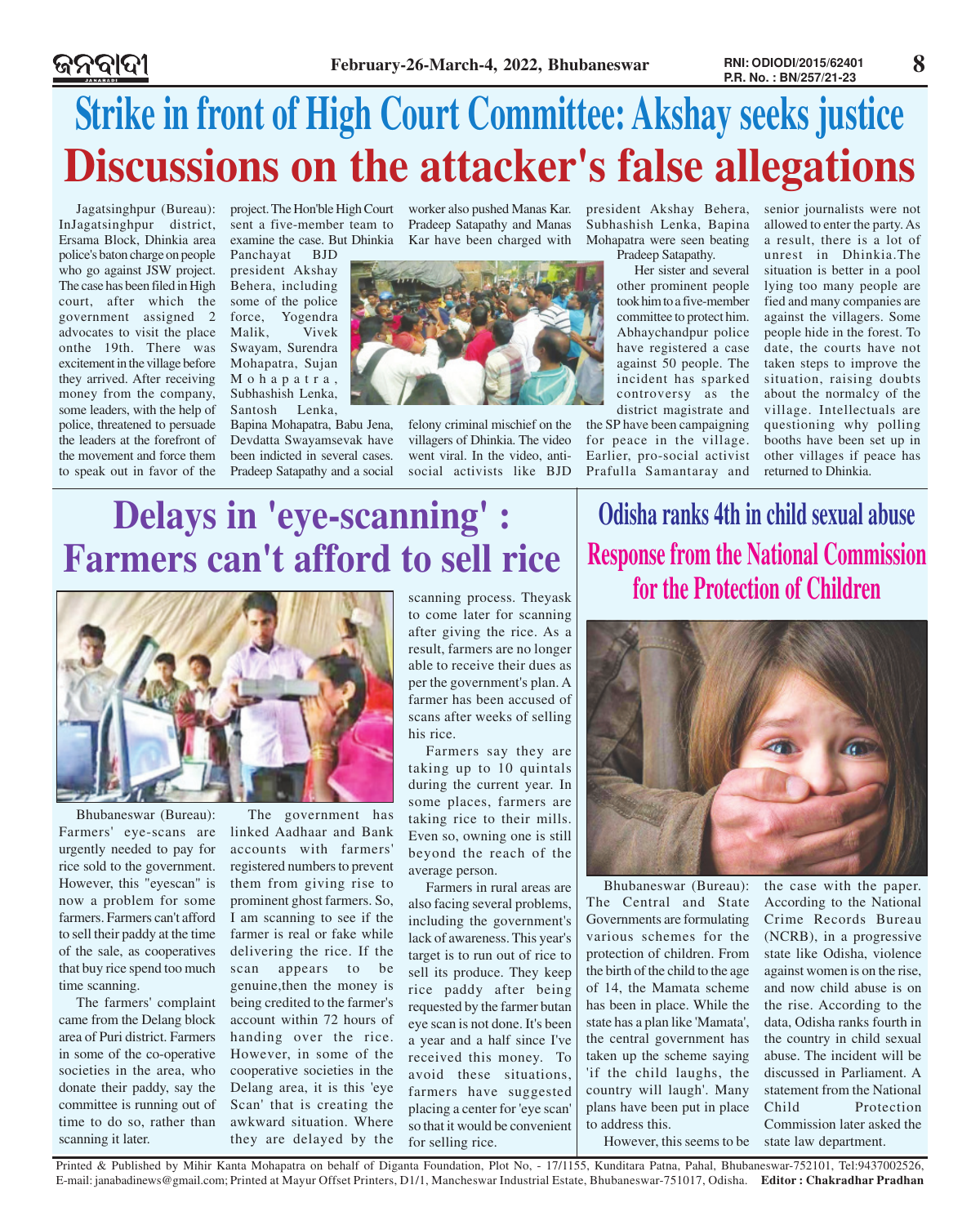# Strike in front of High Court Committee: Akshay seeks justice

# Discussions on the attacker's false allegations

Jagatsinghpur (Bureau): InJagatsinghpur district, Ersama Block, Dhinkia area police's baton charge on people who go against JSW project. The case has been filed in High court, after which the government assigned 2 advocates to visit the place onthe 19th. There was excitement in the village before they arrived. After receiving money from the company, some leaders, with the help of police, threatened to persuade the leaders at the forefront of the movement and force them to speak out in favor of the project. The Hon'ble High Court sent a five-member team to examine the case. But Dhinkia Panchayat BJD president Akshay Behera, including some of the police force, Yogendra Malik, Vivek Swayam, Surendra Mohapatra, Sujan Mohapatra, Subhashish Lenka, Santosh Lenka, Bapina Mohapatra, Babu Jena, Devdatta Swayamsevak have been indicted in several cases. Pradeep Satapathy and a social worker also pushed Manas Kar. Pradeep Satapathy and Manas Kar have been charged with felony criminal mischief on the villagers of Dhinkia. The video went viral. In the video, anti-social activists like BJD president Akshay Behera, Subhashish Lenka, Bapina Mohapatra were seen beating Pradeep Satapathy.

Her sister and several other prominent people took him to a five-member committee to protect him. Abhaychandpur police have registered a case against 50 people. The incident has sparked controversy as the district magistrate and the SP have been campaigning for peace in the village. Earlier, pro-social activist Prafulla Samantaray and senior journalists were not allowed to enter the party. As a result, there is a lot of unrest in Dhinkia.The situation is better in a pool lying too many people are fied and many companies are against the villagers. Some people hide in the forest. To date, the courts have not taken steps to improve the situation, raising doubts about the normalcy of the village. Intellectuals are questioning why polling booths have been set up in other villages if peace has returned to Dhinkia.

# Delays in 'eye-scanning' : Farmers can't afford to sell rice

Bhubaneswar (Bureau): Farmers' eye-scans are urgently needed to pay for rice sold to the government. However, this "eyescan" is now a problem for some farmers. Farmers can't afford to sell their paddy at the time of the sale, as cooperatives that buy rice spend too much time scanning.

The farmers' complaint came from the Delang block area of Puri district. Farmers in some of the co-operative societies in the area, who donate their paddy, say the committee is running out of time to do so, rather than scanning it later.

The government has linked Aadhaar and Bank accounts with farmers' registered numbers to prevent them from giving rise to prominent ghost farmers. So, I am scanning to see if the farmer is real or fake while delivering the rice. If the scan appears to be genuine,then the money is being credited to the farmer's account within 72 hours of handing over the rice. However, in some of the cooperative societies in the Delang area, it is this 'eye Scan' that is creating the awkward situation. Where they are delayed by the scanning process. Theyask to come later for scanning after giving the rice. As a result, farmers are no longer able to receive their dues as per the government's plan. A farmer has been accused of scans after weeks of selling his rice.

Farmers say they are taking up to 10 quintals during the current year. In some places, farmers are taking rice to their mills. Even so, owning one is still beyond the reach of the average person.

Farmers in rural areas are also facing several problems, including the government's lack of awareness. This year's target is to run out of rice to sell its produce. They keep rice paddy after being requested by the farmer butan eye scan is not done. It's been a year and a half since I've received this money. To avoid these situations, farmers have suggested placing a center for 'eye scan' so that it would be convenient for selling rice.

# Odisha ranks 4th in child sexual abuse

## Response from the National Commission for the Protection of Children

Bhubaneswar (Bureau): The Central and State Governments are formulating various schemes for the protection of children. From the birth of the child to the age of 14, the Mamata scheme has been in place. While the state has a plan like 'Mamata', the central government has taken up the scheme saying 'if the child laughs, the country will laugh'. Many plans have been put in place to address this.

However, this seems to be the case with the paper. According to the National Crime Records Bureau (NCRB), in a progressive state like Odisha, violence against women is on the rise, and now child abuse is on the rise. According to the data, Odisha ranks fourth in the country in child sexual abuse. The incident will be discussed in Parliament. A statement from the National Child Protection Commission later asked the state law department.

Printed & Published by Mihir Kanta Mohapatra on behalf of Diganta Foundation, Plot No, - 17/1155, Kunditara Patna, Pahal, Bhubaneswar-752101, Tel:9437002526, E-mail: janabadinews@gmail.com; Printed at Mayur Offset Printers, D1/1, Mancheswar Industrial Estate, Bhubaneswar-751017, Odisha. **Editor : Chakradhar Pradhan**